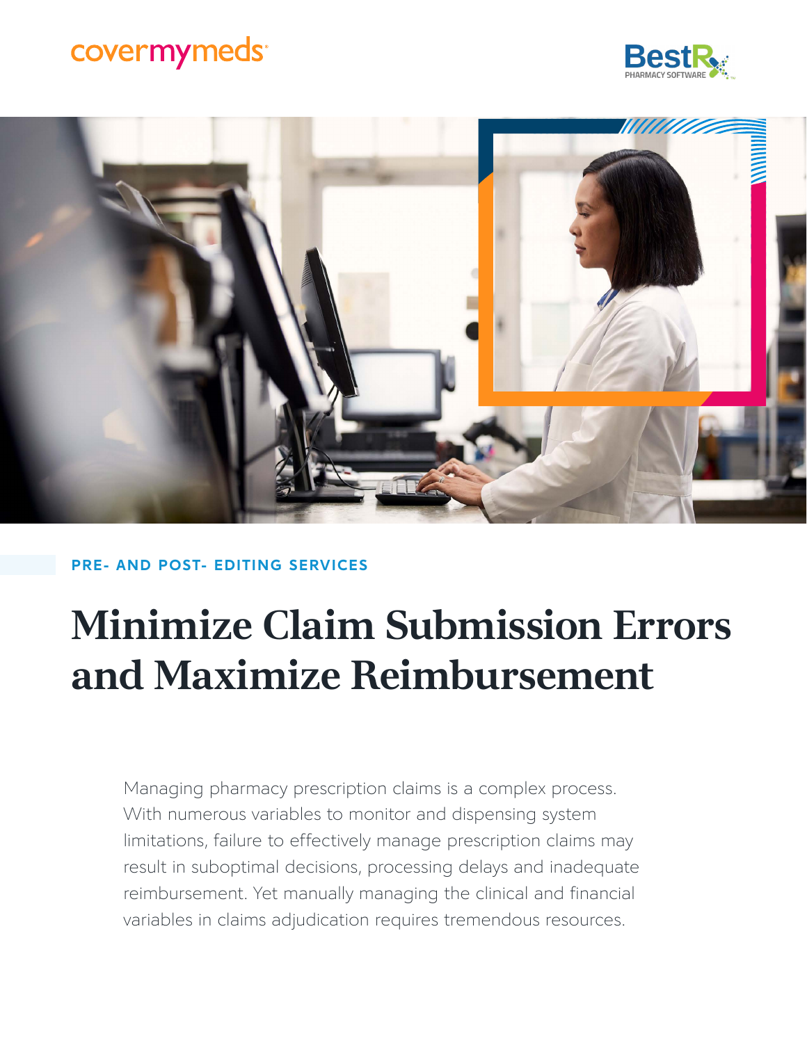PRE- AND POST- EDITING SERVICES

# Minimize Claim Submission Errors and Maximize Reimbursement

Managing pharmacy prescription claims is a complex process. With numerous variables to monitor and dispensing system limitations, failure to effectively manage prescription claims may result in suboptimal decisions, processing delays and inadequate reimbursement. Yet manually managing the clinical and financial variables in claims adjudication requires tremendous resources.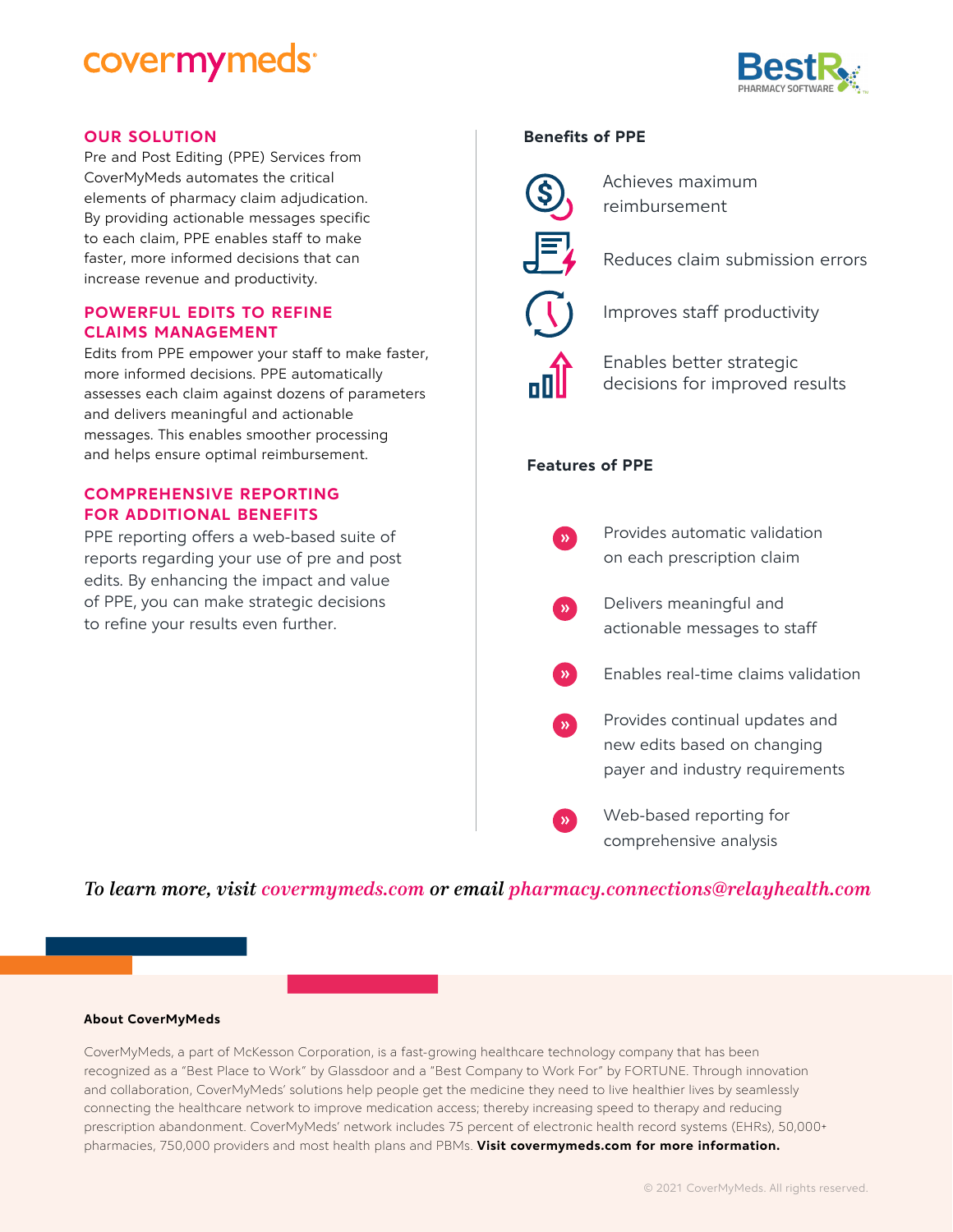## OUR SOLUTION

Pre and Post Editing (PPE) Services from CoverMyMeds automates the critical elements of pharmacy claim adjudication. By providing actionable messages specific to each claim, PPE enables staff to make faster, more informed decisions that can increase revenue and productivity.

## POWERFUL EDITS TO REFINE CLAIMS MANAGEMENT

Edits from PPE empower your staff to make faster, more informed decisions. PPE automatically assesses each claim against dozens of parameters and delivers meaningful and actionable messages. This enables smoother processing and helps ensure optimal reimbursement.

## COMPREHENSIVE REPORTING FOR ADDITIONAL BENEFITS

PPE reporting offers a web-based suite of reports regarding your use of pre and post edits. By enhancing the impact and value of PPE, you can make strategic decisions to refine your results even further.

### Benefits of PPE

- Achieves maximum reimbursement
- Reduces claim submission errors
- Improves staff productivity
- Enables better strategic decisions for improved results

### Features of PPE

- Provides automatic validation on each prescription claim
- Delivers meaningful and actionable messages to staff
- Enables real-time claims validation
- Provides continual updates and new edits based on changing payer and industry requirements
- Web-based reporting for comprehensive analysis

*To learn more, visit covermymeds.com or email pharmacy.connections@relayhealth.com*

**About CoverMyMeds**

CoverMyMeds, a part of McKesson Corporation, is a fast-growing healthcare technology company that has been recognized as a "Best Place to Work" by Glassdoor and a "Best Company to Work For" by FORTUNE. Through innovation and collaboration, CoverMyMeds' solutions help people get the medicine they need to live healthier lives by seamlessly connecting the healthcare network to improve medication access; thereby increasing speed to therapy and reducing prescription abandonment. CoverMyMeds' network includes 75 percent of electronic health record systems (EHRs), 50,000+ pharmacies, 750,000 providers and most health plans and PBMs. **Visit covermymeds.com for more information.**

© 2021 CoverMyMeds. All rights reserved.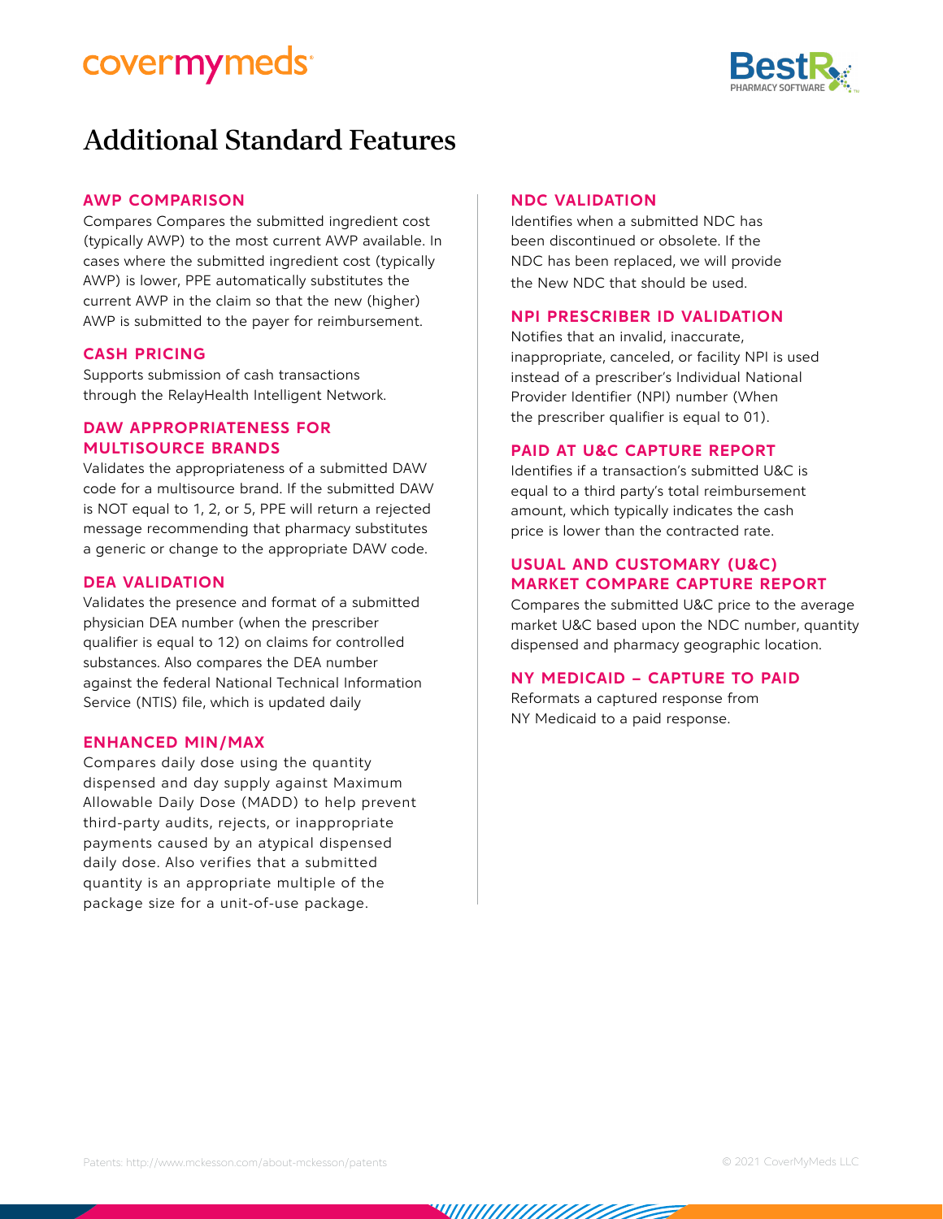# Additional Standard Features

### AWP COMPARISON

Compares Compares the submitted ingredient cost (typically AWP) to the most current AWP available. In cases where the submitted ingredient cost (typically AWP) is lower, PPE automatically substitutes the current AWP in the claim so that the new (higher) AWP is submitted to the payer for reimbursement.

### CASH PRICING

Supports submission of cash transactions through the RelayHealth Intelligent Network.

### DAW APPROPRIATENESS FOR MULTISOURCE BRANDS

Validates the appropriateness of a submitted DAW code for a multisource brand. If the submitted DAW is NOT equal to 1, 2, or 5, PPE will return a rejected message recommending that pharmacy substitutes a generic or change to the appropriate DAW code.

### DEA VALIDATION

Validates the presence and format of a submitted physician DEA number (when the prescriber qualifier is equal to 12) on claims for controlled substances. Also compares the DEA number against the federal National Technical Information Service (NTIS) file, which is updated daily

### ENHANCED MIN/MAX

Compares daily dose using the quantity dispensed and day supply against Maximum Allowable Daily Dose (MADD) to help prevent third-party audits, rejects, or inappropriate payments caused by an atypical dispensed daily dose. Also verifies that a submitted quantity is an appropriate multiple of the package size for a unit-of-use package.

### NDC VALIDATION

Identifies when a submitted NDC has been discontinued or obsolete. If the NDC has been replaced, we will provide the New NDC that should be used.

### NPI PRESCRIBER ID VALIDATION

Notifies that an invalid, inaccurate, inappropriate, canceled, or facility NPI is used instead of a prescriber's Individual National Provider Identifier (NPI) number (When the prescriber qualifier is equal to 01).

### PAID AT U&C CAPTURE REPORT

Identifies if a transaction's submitted U&C is equal to a third party's total reimbursement amount, which typically indicates the cash price is lower than the contracted rate.

### USUAL AND CUSTOMARY (U&C) MARKET COMPARE CAPTURE REPORT

Compares the submitted U&C price to the average market U&C based upon the NDC number, quantity dispensed and pharmacy geographic location.

### NY MEDICAID – CAPTURE TO PAID

Reformats a captured response from NY Medicaid to a paid response.

Patents: http://www.mckesson.com/about-mckesson/patents

© 2021 CoverMyMeds LLC